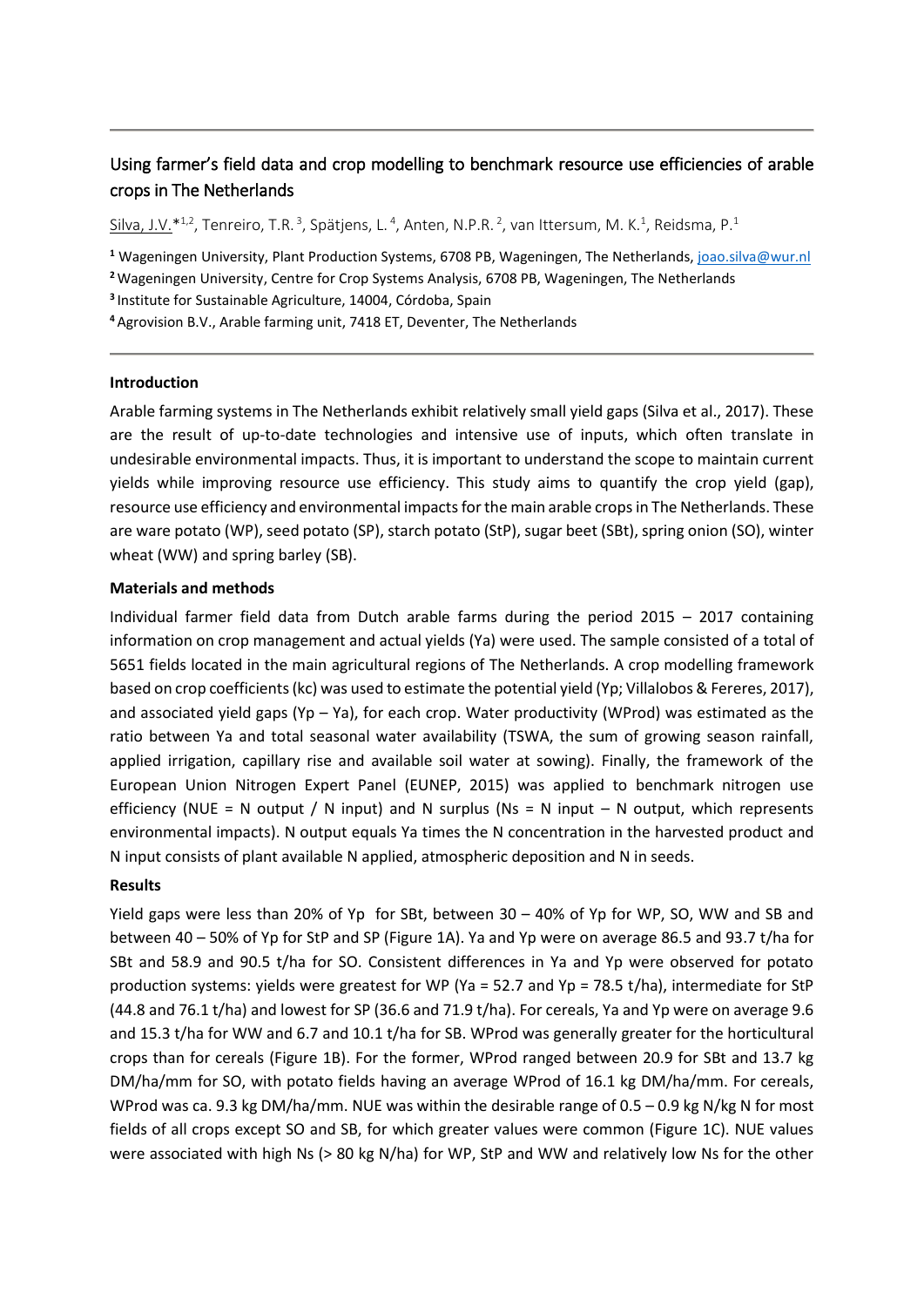# Using farmer's field data and crop modelling to benchmark resource use efficiencies of arable crops in The Netherlands

Silva, J.V.*[1,2], Tenreiro, T.R. [3], Spätjens, L. [4], Anten, N.P.R. [2], van Ittersum, M. K.[1], Reidsma, P.[1]

[1] Wageningen University, Plant Production Systems, 6708 PB, Wageningen, The Netherlands, joao.silva@wur.nl

[2] Wageningen University, Centre for Crop Systems Analysis, 6708 PB, Wageningen, The Netherlands

[3] Institute for Sustainable Agriculture, 14004, Córdoba, Spain

[4] Agrovision B.V., Arable farming unit, 7418 ET, Deventer, The Netherlands

## Introduction

Arable farming systems in The Netherlands exhibit relatively small yield gaps (Silva et al., 2017). These are the result of up-to-date technologies and intensive use of inputs, which often translate in undesirable environmental impacts. Thus, it is important to understand the scope to maintain current yields while improving resource use efficiency. This study aims to quantify the crop yield (gap), resource use efficiency and environmental impacts for the main arable crops in The Netherlands. These are ware potato (WP), seed potato (SP), starch potato (StP), sugar beet (SBt), spring onion (SO), winter wheat (WW) and spring barley (SB).

## Materials and methods

Individual farmer field data from Dutch arable farms during the period 2015 – 2017 containing information on crop management and actual yields (Ya) were used. The sample consisted of a total of 5651 fields located in the main agricultural regions of The Netherlands. A crop modelling framework based on crop coefficients (kc) was used to estimate the potential yield (Yp; Villalobos & Fereres, 2017), and associated yield gaps (Yp – Ya), for each crop. Water productivity (WProd) was estimated as the ratio between Ya and total seasonal water availability (TSWA, the sum of growing season rainfall, applied irrigation, capillary rise and available soil water at sowing). Finally, the framework of the European Union Nitrogen Expert Panel (EUNEP, 2015) was applied to benchmark nitrogen use efficiency (NUE = N output / N input) and N surplus (Ns = N input – N output, which represents environmental impacts). N output equals Ya times the N concentration in the harvested product and N input consists of plant available N applied, atmospheric deposition and N in seeds.

## Results

Yield gaps were less than 20% of Yp for SBt, between 30 – 40% of Yp for WP, SO, WW and SB and between 40 – 50% of Yp for StP and SP (Figure 1A). Ya and Yp were on average 86.5 and 93.7 t/ha for SBt and 58.9 and 90.5 t/ha for SO. Consistent differences in Ya and Yp were observed for potato production systems: yields were greatest for WP (Ya = 52.7 and Yp = 78.5 t/ha), intermediate for StP (44.8 and 76.1 t/ha) and lowest for SP (36.6 and 71.9 t/ha). For cereals, Ya and Yp were on average 9.6 and 15.3 t/ha for WW and 6.7 and 10.1 t/ha for SB. WProd was generally greater for the horticultural crops than for cereals (Figure 1B). For the former, WProd ranged between 20.9 for SBt and 13.7 kg DM/ha/mm for SO, with potato fields having an average WProd of 16.1 kg DM/ha/mm. For cereals, WProd was ca. 9.3 kg DM/ha/mm. NUE was within the desirable range of 0.5 – 0.9 kg N/kg N for most fields of all crops except SO and SB, for which greater values were common (Figure 1C). NUE values were associated with high Ns (> 80 kg N/ha) for WP, StP and WW and relatively low Ns for the other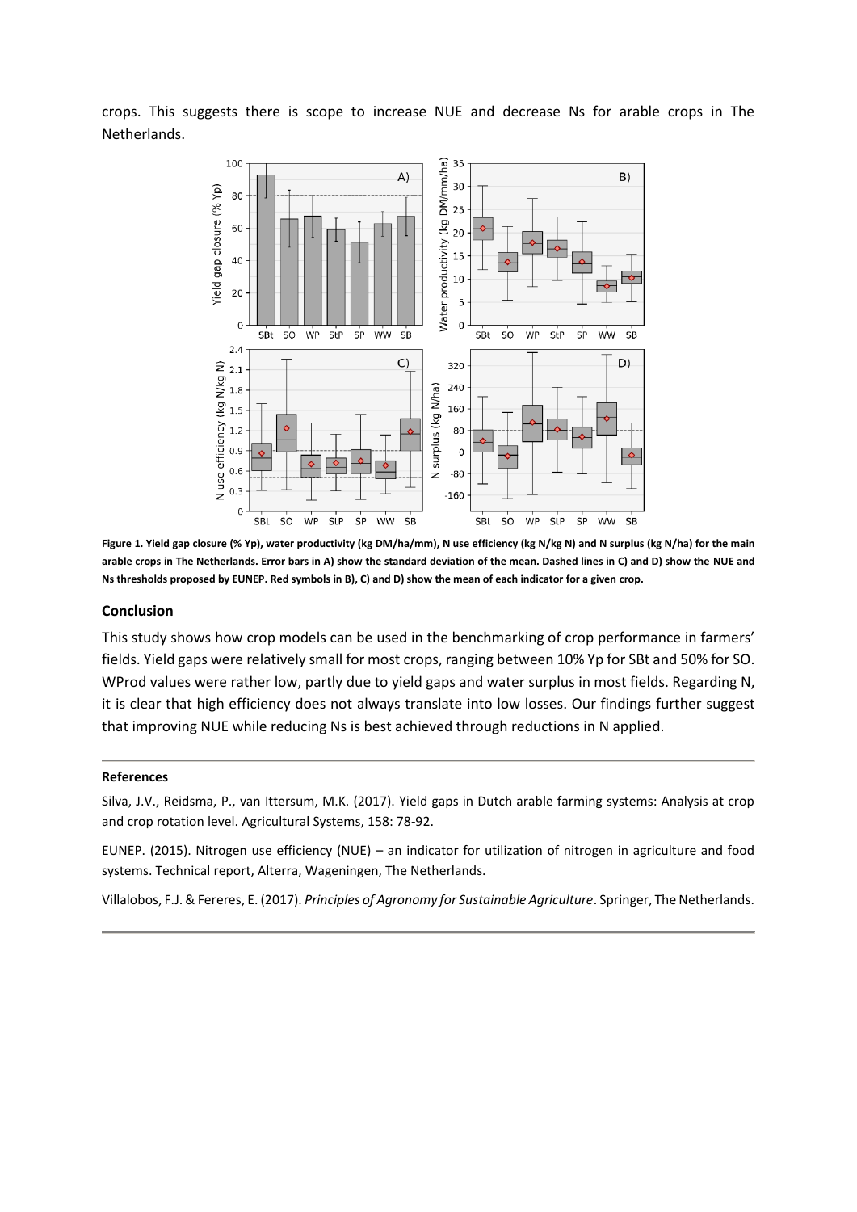crops. This suggests there is scope to increase NUE and decrease Ns for arable crops in The Netherlands.

A)
Yield gap closure (% Yp)
0
20
40
60
80
100
SBt SO WP StP SP WW SB

B)
Water productivity (kg DM/mm/ha)
0
5
10
15
20
25
30
35
SBt SO WP StP SP WW SB

C)
N use efficiency (kg N/kg N)
0
0.3
0.6
0.9
1.2
1.5
1.8
2.1
2.4
SBt SO WP StP SP WW SB

D)
N surplus (kg N/ha)
-160
-80
0
80
160
240
320
SBt SO WP StP SP WW SB

**Figure 1. Yield gap closure (% Yp), water productivity (kg DM/ha/mm), N use efficiency (kg N/kg N) and N surplus (kg N/ha) for the main arable crops in The Netherlands. Error bars in A) show the standard deviation of the mean. Dashed lines in C) and D) show the NUE and Ns thresholds proposed by EUNEP. Red symbols in B), C) and D) show the mean of each indicator for a given crop.**

## Conclusion

This study shows how crop models can be used in the benchmarking of crop performance in farmers' fields. Yield gaps were relatively small for most crops, ranging between 10% Yp for SBt and 50% for SO. WProd values were rather low, partly due to yield gaps and water surplus in most fields. Regarding N, it is clear that high efficiency does not always translate into low losses. Our findings further suggest that improving NUE while reducing Ns is best achieved through reductions in N applied.

### References

Silva, J.V., Reidsma, P., van Ittersum, M.K. (2017). Yield gaps in Dutch arable farming systems: Analysis at crop and crop rotation level. Agricultural Systems, 158: 78-92.

EUNEP. (2015). Nitrogen use efficiency (NUE) – an indicator for utilization of nitrogen in agriculture and food systems. Technical report, Alterra, Wageningen, The Netherlands.

Villalobos, F.J. & Fereres, E. (2017). *Principles of Agronomy for Sustainable Agriculture*. Springer, The Netherlands.